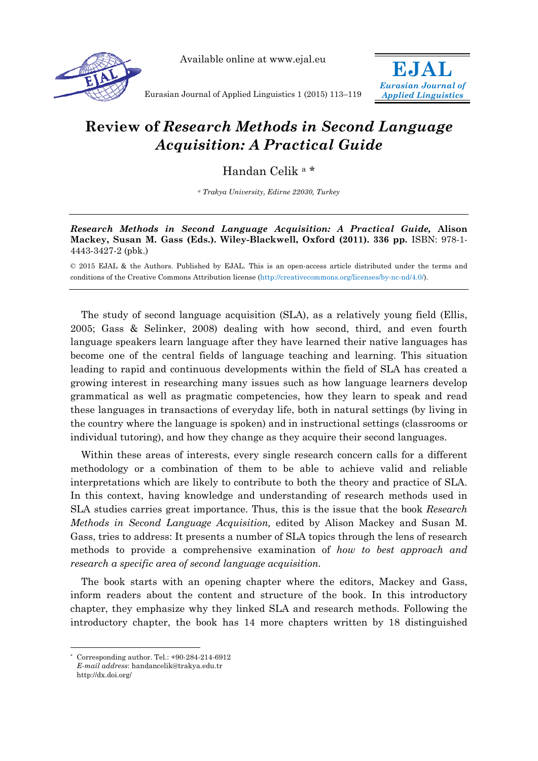# Review of *Research Methods in Second Language Acquisition: A Practical Guide*

Handan Celik [a] *

[a] *Trakya University, Edirne 22030, Turkey*

---

***Research Methods in Second Language Acquisition: A Practical Guide,*** **Alison Mackey, Susan M. Gass (Eds.). Wiley-Blackwell, Oxford (2011). 336 pp.** ISBN: 978-1-4443-3427-2 (pbk.)

© 2015 EJAL & the Authors. Published by EJAL. This is an open-access article distributed under the terms and conditions of the Creative Commons Attribution license (http://creativecommons.org/licenses/by-nc-nd/4.0/).

---

The study of second language acquisition (SLA), as a relatively young field (Ellis, 2005; Gass & Selinker, 2008) dealing with how second, third, and even fourth language speakers learn language after they have learned their native languages has become one of the central fields of language teaching and learning. This situation leading to rapid and continuous developments within the field of SLA has created a growing interest in researching many issues such as how language learners develop grammatical as well as pragmatic competencies, how they learn to speak and read these languages in transactions of everyday life, both in natural settings (by living in the country where the language is spoken) and in instructional settings (classrooms or individual tutoring), and how they change as they acquire their second languages.

Within these areas of interests, every single research concern calls for a different methodology or a combination of them to be able to achieve valid and reliable interpretations which are likely to contribute to both the theory and practice of SLA. In this context, having knowledge and understanding of research methods used in SLA studies carries great importance. Thus, this is the issue that the book *Research Methods in Second Language Acquisition,* edited by Alison Mackey and Susan M. Gass, tries to address: It presents a number of SLA topics through the lens of research methods to provide a comprehensive examination of *how to best approach and research a specific area of second language acquisition.*

The book starts with an opening chapter where the editors, Mackey and Gass, inform readers about the content and structure of the book. In this introductory chapter, they emphasize why they linked SLA and research methods. Following the introductory chapter, the book has 14 more chapters written by 18 distinguished

---

* Corresponding author. Tel.: +90-284-214-6912
*E-mail address*: handancelik@trakya.edu.tr
http://dx.doi.org/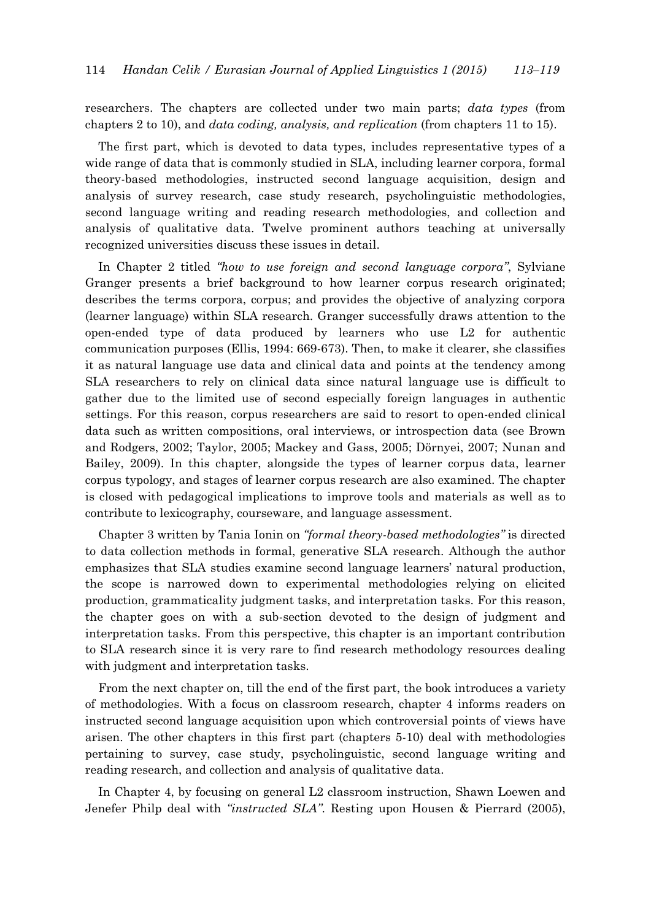researchers. The chapters are collected under two main parts; *data types* (from chapters 2 to 10), and *data coding, analysis, and replication* (from chapters 11 to 15).

The first part, which is devoted to data types, includes representative types of a wide range of data that is commonly studied in SLA, including learner corpora, formal theory-based methodologies, instructed second language acquisition, design and analysis of survey research, case study research, psycholinguistic methodologies, second language writing and reading research methodologies, and collection and analysis of qualitative data. Twelve prominent authors teaching at universally recognized universities discuss these issues in detail.

In Chapter 2 titled *"how to use foreign and second language corpora"*, Sylviane Granger presents a brief background to how learner corpus research originated; describes the terms corpora, corpus; and provides the objective of analyzing corpora (learner language) within SLA research. Granger successfully draws attention to the open-ended type of data produced by learners who use L2 for authentic communication purposes (Ellis, 1994: 669-673). Then, to make it clearer, she classifies it as natural language use data and clinical data and points at the tendency among SLA researchers to rely on clinical data since natural language use is difficult to gather due to the limited use of second especially foreign languages in authentic settings. For this reason, corpus researchers are said to resort to open-ended clinical data such as written compositions, oral interviews, or introspection data (see Brown and Rodgers, 2002; Taylor, 2005; Mackey and Gass, 2005; Dörnyei, 2007; Nunan and Bailey, 2009). In this chapter, alongside the types of learner corpus data, learner corpus typology, and stages of learner corpus research are also examined. The chapter is closed with pedagogical implications to improve tools and materials as well as to contribute to lexicography, courseware, and language assessment.

Chapter 3 written by Tania Ionin on *"formal theory-based methodologies"* is directed to data collection methods in formal, generative SLA research. Although the author emphasizes that SLA studies examine second language learners' natural production, the scope is narrowed down to experimental methodologies relying on elicited production, grammaticality judgment tasks, and interpretation tasks. For this reason, the chapter goes on with a sub-section devoted to the design of judgment and interpretation tasks. From this perspective, this chapter is an important contribution to SLA research since it is very rare to find research methodology resources dealing with judgment and interpretation tasks.

From the next chapter on, till the end of the first part, the book introduces a variety of methodologies. With a focus on classroom research, chapter 4 informs readers on instructed second language acquisition upon which controversial points of views have arisen. The other chapters in this first part (chapters 5-10) deal with methodologies pertaining to survey, case study, psycholinguistic, second language writing and reading research, and collection and analysis of qualitative data.

In Chapter 4, by focusing on general L2 classroom instruction, Shawn Loewen and Jenefer Philp deal with *"instructed SLA"*. Resting upon Housen & Pierrard (2005),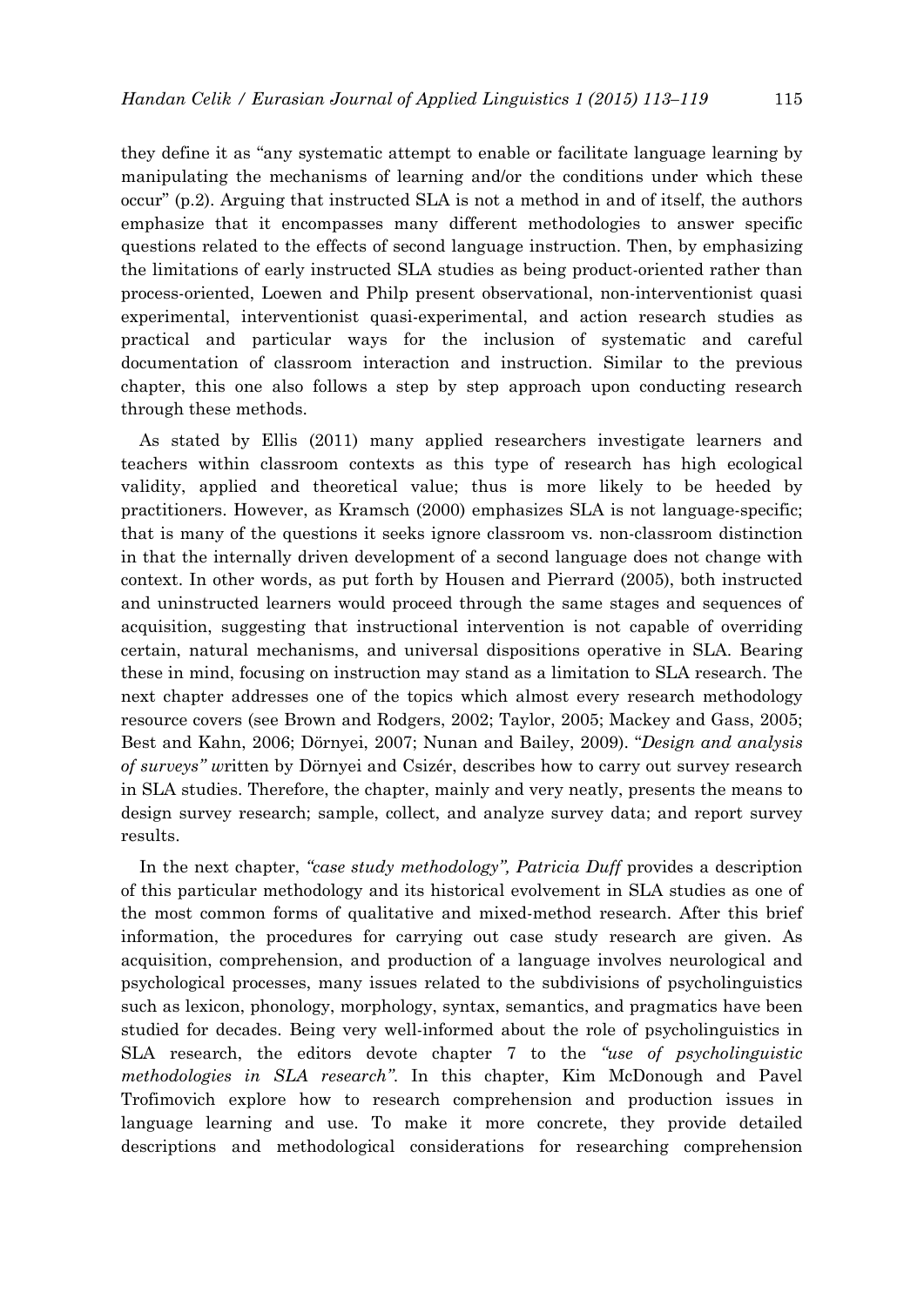they define it as "any systematic attempt to enable or facilitate language learning by manipulating the mechanisms of learning and/or the conditions under which these occur" (p.2). Arguing that instructed SLA is not a method in and of itself, the authors emphasize that it encompasses many different methodologies to answer specific questions related to the effects of second language instruction. Then, by emphasizing the limitations of early instructed SLA studies as being product-oriented rather than process-oriented, Loewen and Philp present observational, non-interventionist quasi experimental, interventionist quasi-experimental, and action research studies as practical and particular ways for the inclusion of systematic and careful documentation of classroom interaction and instruction. Similar to the previous chapter, this one also follows a step by step approach upon conducting research through these methods.

As stated by Ellis (2011) many applied researchers investigate learners and teachers within classroom contexts as this type of research has high ecological validity, applied and theoretical value; thus is more likely to be heeded by practitioners. However, as Kramsch (2000) emphasizes SLA is not language-specific; that is many of the questions it seeks ignore classroom vs. non-classroom distinction in that the internally driven development of a second language does not change with context. In other words, as put forth by Housen and Pierrard (2005), both instructed and uninstructed learners would proceed through the same stages and sequences of acquisition, suggesting that instructional intervention is not capable of overriding certain, natural mechanisms, and universal dispositions operative in SLA. Bearing these in mind, focusing on instruction may stand as a limitation to SLA research. The next chapter addresses one of the topics which almost every research methodology resource covers (see Brown and Rodgers, 2002; Taylor, 2005; Mackey and Gass, 2005; Best and Kahn, 2006; Dörnyei, 2007; Nunan and Bailey, 2009). "*Design and analysis of surveys" w*ritten by Dörnyei and Csizér, describes how to carry out survey research in SLA studies. Therefore, the chapter, mainly and very neatly, presents the means to design survey research; sample, collect, and analyze survey data; and report survey results.

In the next chapter, *"case study methodology", Patricia Duff* provides a description of this particular methodology and its historical evolvement in SLA studies as one of the most common forms of qualitative and mixed-method research. After this brief information, the procedures for carrying out case study research are given. As acquisition, comprehension, and production of a language involves neurological and psychological processes, many issues related to the subdivisions of psycholinguistics such as lexicon, phonology, morphology, syntax, semantics, and pragmatics have been studied for decades. Being very well-informed about the role of psycholinguistics in SLA research, the editors devote chapter 7 to the *"use of psycholinguistic methodologies in SLA research"*. In this chapter, Kim McDonough and Pavel Trofimovich explore how to research comprehension and production issues in language learning and use. To make it more concrete, they provide detailed descriptions and methodological considerations for researching comprehension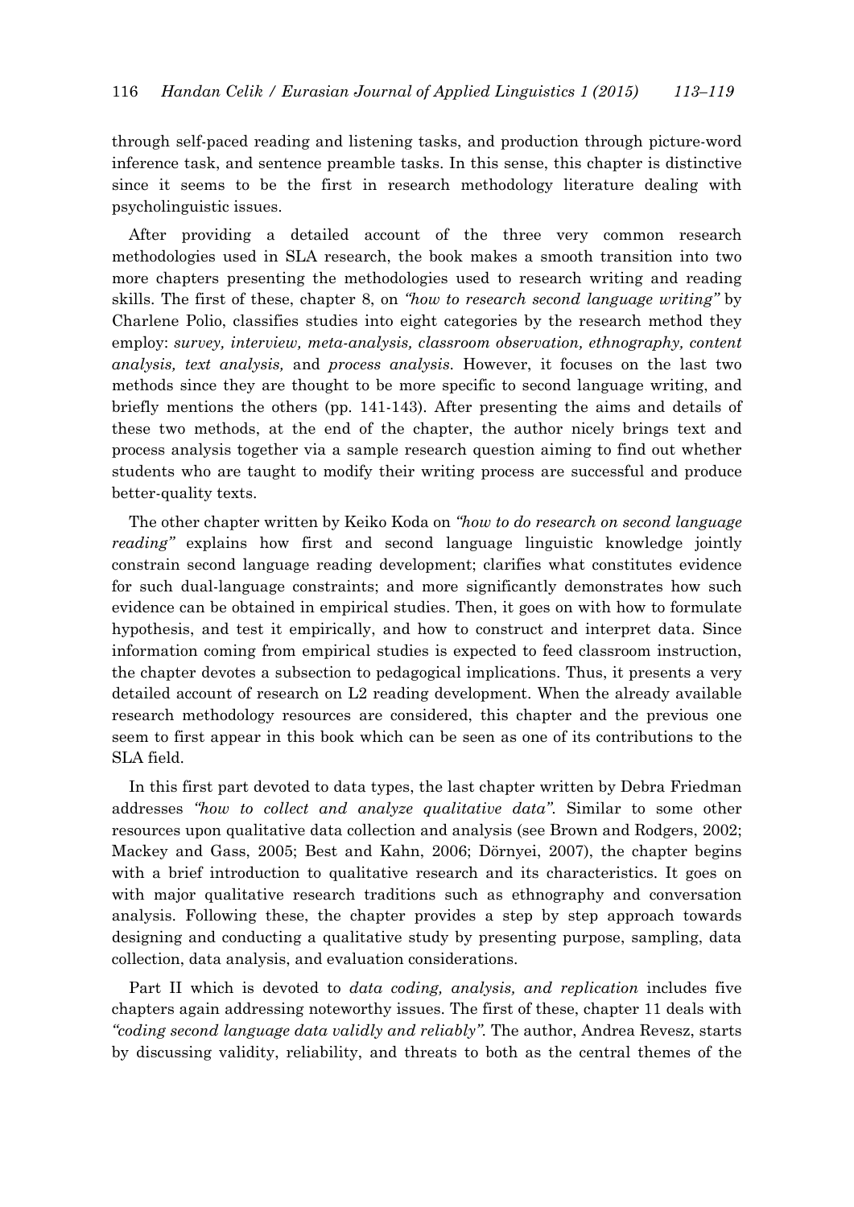through self-paced reading and listening tasks, and production through picture-word inference task, and sentence preamble tasks. In this sense, this chapter is distinctive since it seems to be the first in research methodology literature dealing with psycholinguistic issues.

After providing a detailed account of the three very common research methodologies used in SLA research, the book makes a smooth transition into two more chapters presenting the methodologies used to research writing and reading skills. The first of these, chapter 8, on *"how to research second language writing"* by Charlene Polio, classifies studies into eight categories by the research method they employ: *survey, interview, meta-analysis, classroom observation, ethnography, content analysis, text analysis,* and *process analysis*. However, it focuses on the last two methods since they are thought to be more specific to second language writing, and briefly mentions the others (pp. 141-143). After presenting the aims and details of these two methods, at the end of the chapter, the author nicely brings text and process analysis together via a sample research question aiming to find out whether students who are taught to modify their writing process are successful and produce better-quality texts.

The other chapter written by Keiko Koda on *"how to do research on second language reading"* explains how first and second language linguistic knowledge jointly constrain second language reading development; clarifies what constitutes evidence for such dual-language constraints; and more significantly demonstrates how such evidence can be obtained in empirical studies. Then, it goes on with how to formulate hypothesis, and test it empirically, and how to construct and interpret data. Since information coming from empirical studies is expected to feed classroom instruction, the chapter devotes a subsection to pedagogical implications. Thus, it presents a very detailed account of research on L2 reading development. When the already available research methodology resources are considered, this chapter and the previous one seem to first appear in this book which can be seen as one of its contributions to the SLA field.

In this first part devoted to data types, the last chapter written by Debra Friedman addresses *"how to collect and analyze qualitative data"*. Similar to some other resources upon qualitative data collection and analysis (see Brown and Rodgers, 2002; Mackey and Gass, 2005; Best and Kahn, 2006; Dörnyei, 2007), the chapter begins with a brief introduction to qualitative research and its characteristics. It goes on with major qualitative research traditions such as ethnography and conversation analysis. Following these, the chapter provides a step by step approach towards designing and conducting a qualitative study by presenting purpose, sampling, data collection, data analysis, and evaluation considerations.

Part II which is devoted to *data coding, analysis, and replication* includes five chapters again addressing noteworthy issues. The first of these, chapter 11 deals with *"coding second language data validly and reliably"*. The author, Andrea Revesz, starts by discussing validity, reliability, and threats to both as the central themes of the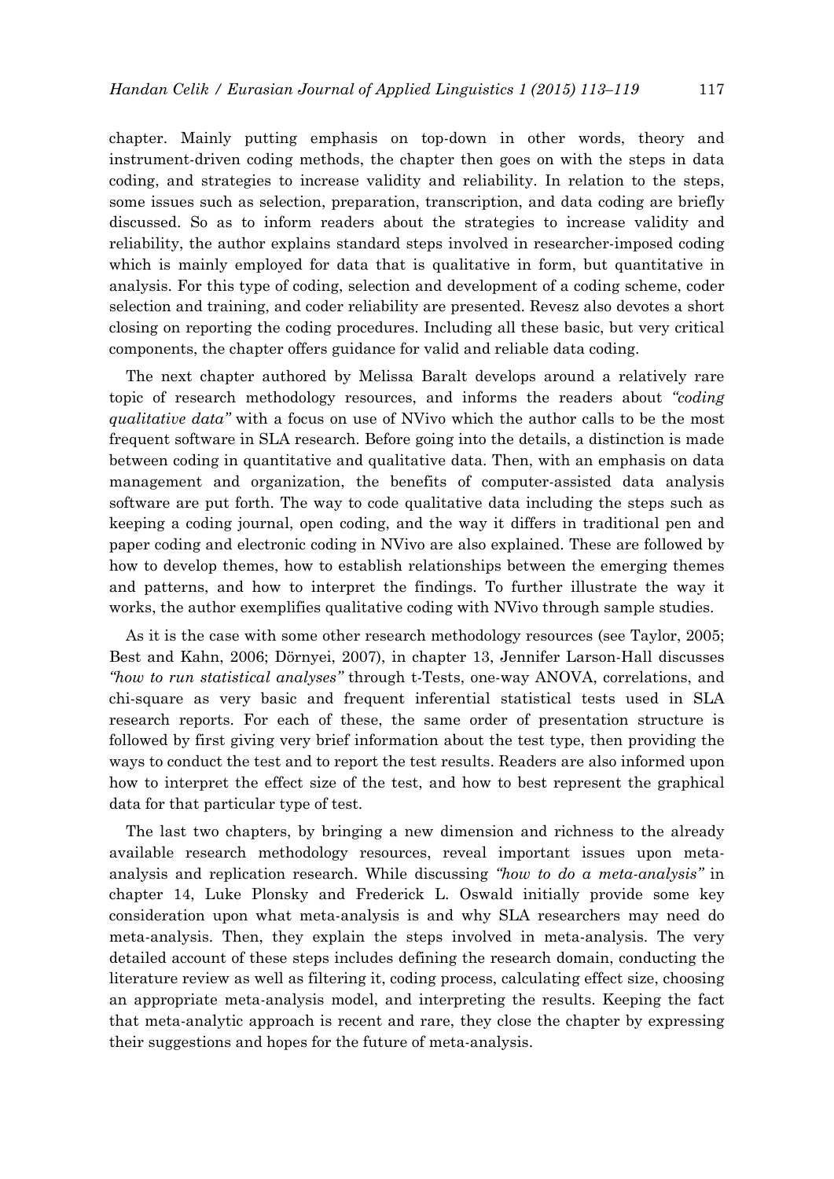chapter. Mainly putting emphasis on top-down in other words, theory and instrument-driven coding methods, the chapter then goes on with the steps in data coding, and strategies to increase validity and reliability. In relation to the steps, some issues such as selection, preparation, transcription, and data coding are briefly discussed. So as to inform readers about the strategies to increase validity and reliability, the author explains standard steps involved in researcher-imposed coding which is mainly employed for data that is qualitative in form, but quantitative in analysis. For this type of coding, selection and development of a coding scheme, coder selection and training, and coder reliability are presented. Revesz also devotes a short closing on reporting the coding procedures. Including all these basic, but very critical components, the chapter offers guidance for valid and reliable data coding.

The next chapter authored by Melissa Baralt develops around a relatively rare topic of research methodology resources, and informs the readers about *"coding qualitative data"* with a focus on use of NVivo which the author calls to be the most frequent software in SLA research. Before going into the details, a distinction is made between coding in quantitative and qualitative data. Then, with an emphasis on data management and organization, the benefits of computer-assisted data analysis software are put forth. The way to code qualitative data including the steps such as keeping a coding journal, open coding, and the way it differs in traditional pen and paper coding and electronic coding in NVivo are also explained. These are followed by how to develop themes, how to establish relationships between the emerging themes and patterns, and how to interpret the findings. To further illustrate the way it works, the author exemplifies qualitative coding with NVivo through sample studies.

As it is the case with some other research methodology resources (see Taylor, 2005; Best and Kahn, 2006; Dörnyei, 2007), in chapter 13, Jennifer Larson-Hall discusses *"how to run statistical analyses"* through t-Tests, one-way ANOVA, correlations, and chi-square as very basic and frequent inferential statistical tests used in SLA research reports. For each of these, the same order of presentation structure is followed by first giving very brief information about the test type, then providing the ways to conduct the test and to report the test results. Readers are also informed upon how to interpret the effect size of the test, and how to best represent the graphical data for that particular type of test.

The last two chapters, by bringing a new dimension and richness to the already available research methodology resources, reveal important issues upon meta-analysis and replication research. While discussing *"how to do a meta-analysis"* in chapter 14, Luke Plonsky and Frederick L. Oswald initially provide some key consideration upon what meta-analysis is and why SLA researchers may need do meta-analysis. Then, they explain the steps involved in meta-analysis. The very detailed account of these steps includes defining the research domain, conducting the literature review as well as filtering it, coding process, calculating effect size, choosing an appropriate meta-analysis model, and interpreting the results. Keeping the fact that meta-analytic approach is recent and rare, they close the chapter by expressing their suggestions and hopes for the future of meta-analysis.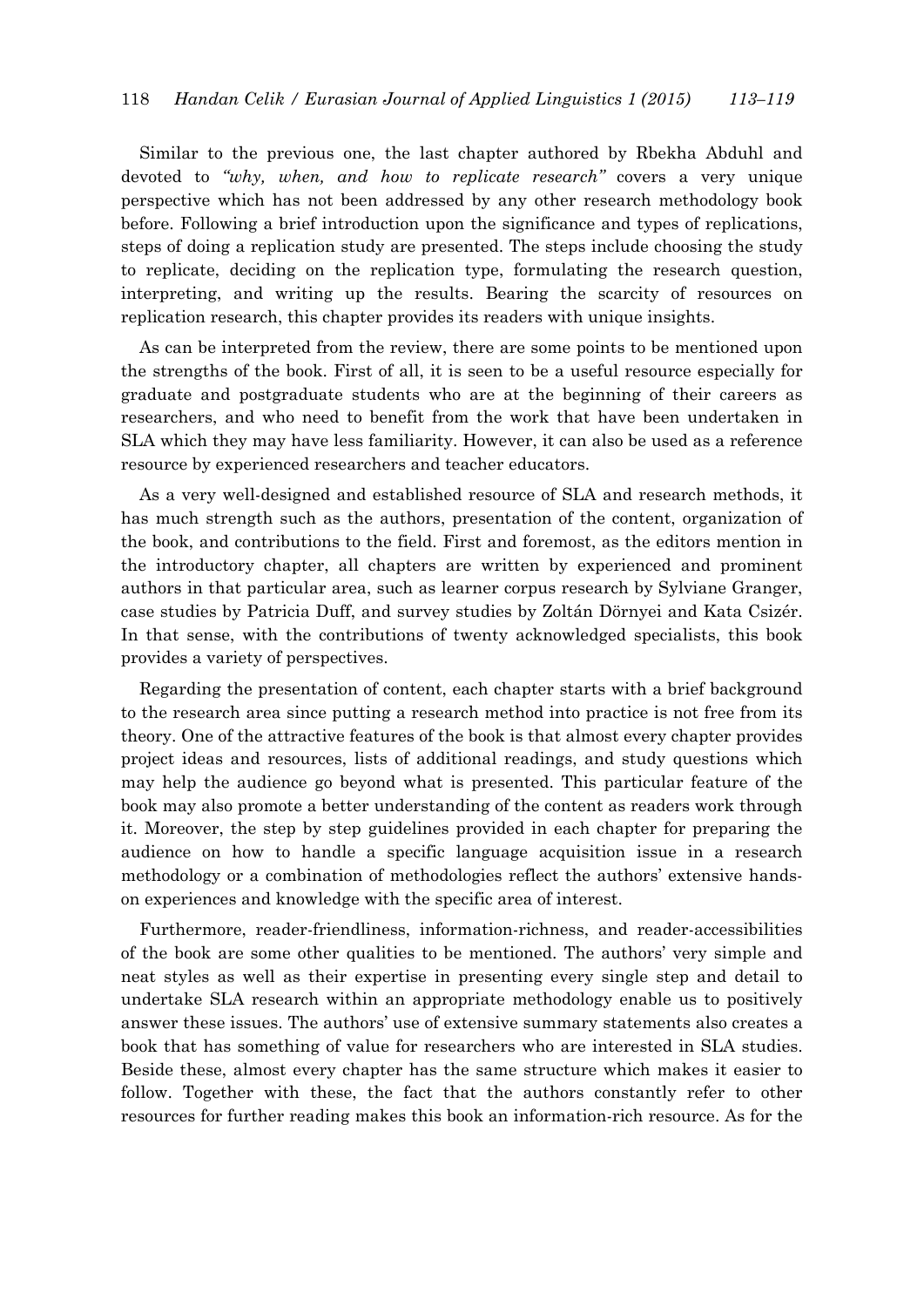Similar to the previous one, the last chapter authored by Rbekha Abduhl and devoted to *"why, when, and how to replicate research"* covers a very unique perspective which has not been addressed by any other research methodology book before. Following a brief introduction upon the significance and types of replications, steps of doing a replication study are presented. The steps include choosing the study to replicate, deciding on the replication type, formulating the research question, interpreting, and writing up the results. Bearing the scarcity of resources on replication research, this chapter provides its readers with unique insights.

As can be interpreted from the review, there are some points to be mentioned upon the strengths of the book. First of all, it is seen to be a useful resource especially for graduate and postgraduate students who are at the beginning of their careers as researchers, and who need to benefit from the work that have been undertaken in SLA which they may have less familiarity. However, it can also be used as a reference resource by experienced researchers and teacher educators.

As a very well-designed and established resource of SLA and research methods, it has much strength such as the authors, presentation of the content, organization of the book, and contributions to the field. First and foremost, as the editors mention in the introductory chapter, all chapters are written by experienced and prominent authors in that particular area, such as learner corpus research by Sylviane Granger, case studies by Patricia Duff, and survey studies by Zoltán Dörnyei and Kata Csizér. In that sense, with the contributions of twenty acknowledged specialists, this book provides a variety of perspectives.

Regarding the presentation of content, each chapter starts with a brief background to the research area since putting a research method into practice is not free from its theory. One of the attractive features of the book is that almost every chapter provides project ideas and resources, lists of additional readings, and study questions which may help the audience go beyond what is presented. This particular feature of the book may also promote a better understanding of the content as readers work through it. Moreover, the step by step guidelines provided in each chapter for preparing the audience on how to handle a specific language acquisition issue in a research methodology or a combination of methodologies reflect the authors' extensive hands-on experiences and knowledge with the specific area of interest.

Furthermore, reader-friendliness, information-richness, and reader-accessibilities of the book are some other qualities to be mentioned. The authors' very simple and neat styles as well as their expertise in presenting every single step and detail to undertake SLA research within an appropriate methodology enable us to positively answer these issues. The authors' use of extensive summary statements also creates a book that has something of value for researchers who are interested in SLA studies. Beside these, almost every chapter has the same structure which makes it easier to follow. Together with these, the fact that the authors constantly refer to other resources for further reading makes this book an information-rich resource. As for the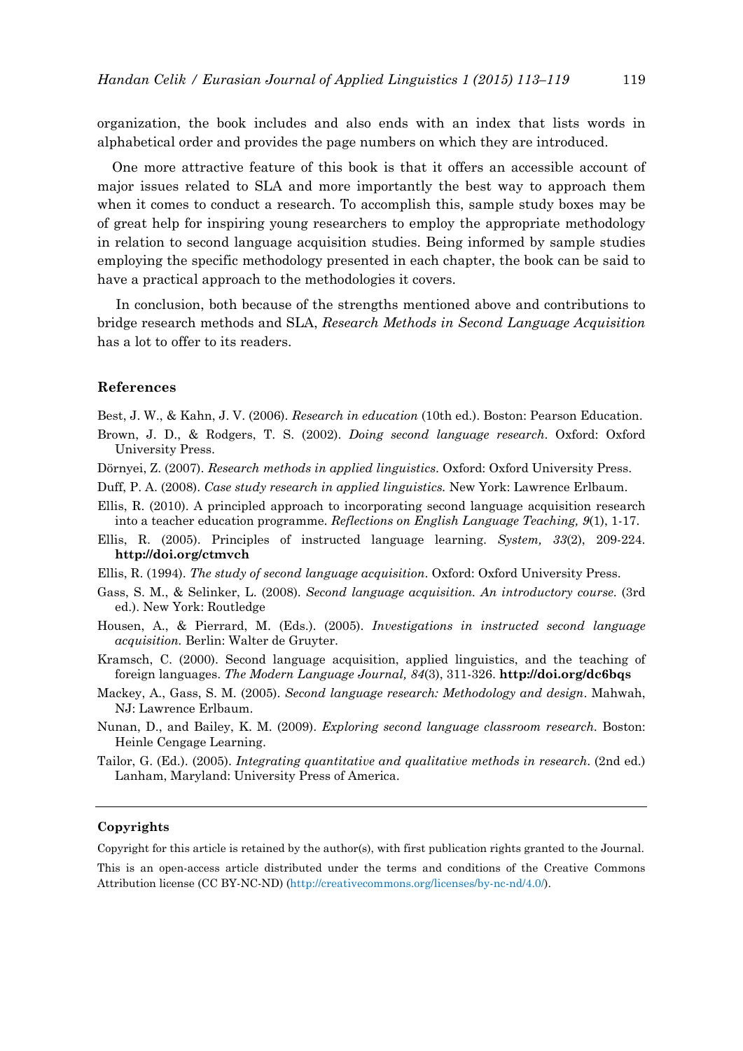organization, the book includes and also ends with an index that lists words in alphabetical order and provides the page numbers on which they are introduced.

One more attractive feature of this book is that it offers an accessible account of major issues related to SLA and more importantly the best way to approach them when it comes to conduct a research. To accomplish this, sample study boxes may be of great help for inspiring young researchers to employ the appropriate methodology in relation to second language acquisition studies. Being informed by sample studies employing the specific methodology presented in each chapter, the book can be said to have a practical approach to the methodologies it covers.

In conclusion, both because of the strengths mentioned above and contributions to bridge research methods and SLA, *Research Methods in Second Language Acquisition* has a lot to offer to its readers.

### References

Best, J. W., & Kahn, J. V. (2006). *Research in education* (10th ed.). Boston: Pearson Education.

Brown, J. D., & Rodgers, T. S. (2002). *Doing second language research*. Oxford: Oxford University Press.

Dörnyei, Z. (2007). *Research methods in applied linguistics*. Oxford: Oxford University Press.

Duff, P. A. (2008). *Case study research in applied linguistics.* New York: Lawrence Erlbaum.

Ellis, R. (2010). A principled approach to incorporating second language acquisition research into a teacher education programme. *Reflections on English Language Teaching, 9*(1), 1-17.

Ellis, R. (2005). Principles of instructed language learning. *System, 33*(2), 209-224. **http://doi.org/ctmvch**

Ellis, R. (1994). *The study of second language acquisition*. Oxford: Oxford University Press.

Gass, S. M., & Selinker, L. (2008). *Second language acquisition. An introductory course*. (3rd ed.). New York: Routledge

Housen, A., & Pierrard, M. (Eds.). (2005). *Investigations in instructed second language acquisition.* Berlin: Walter de Gruyter.

Kramsch, C. (2000). Second language acquisition, applied linguistics, and the teaching of foreign languages. *The Modern Language Journal, 84*(3), 311-326. **http://doi.org/dc6bqs**

Mackey, A., Gass, S. M. (2005). *Second language research: Methodology and design*. Mahwah, NJ: Lawrence Erlbaum.

Nunan, D., and Bailey, K. M. (2009). *Exploring second language classroom research*. Boston: Heinle Cengage Learning.

Tailor, G. (Ed.). (2005). *Integrating quantitative and qualitative methods in research*. (2nd ed.) Lanham, Maryland: University Press of America.

---

### Copyrights

Copyright for this article is retained by the author(s), with first publication rights granted to the Journal.

This is an open-access article distributed under the terms and conditions of the Creative Commons Attribution license (CC BY-NC-ND) (http://creativecommons.org/licenses/by-nc-nd/4.0/).